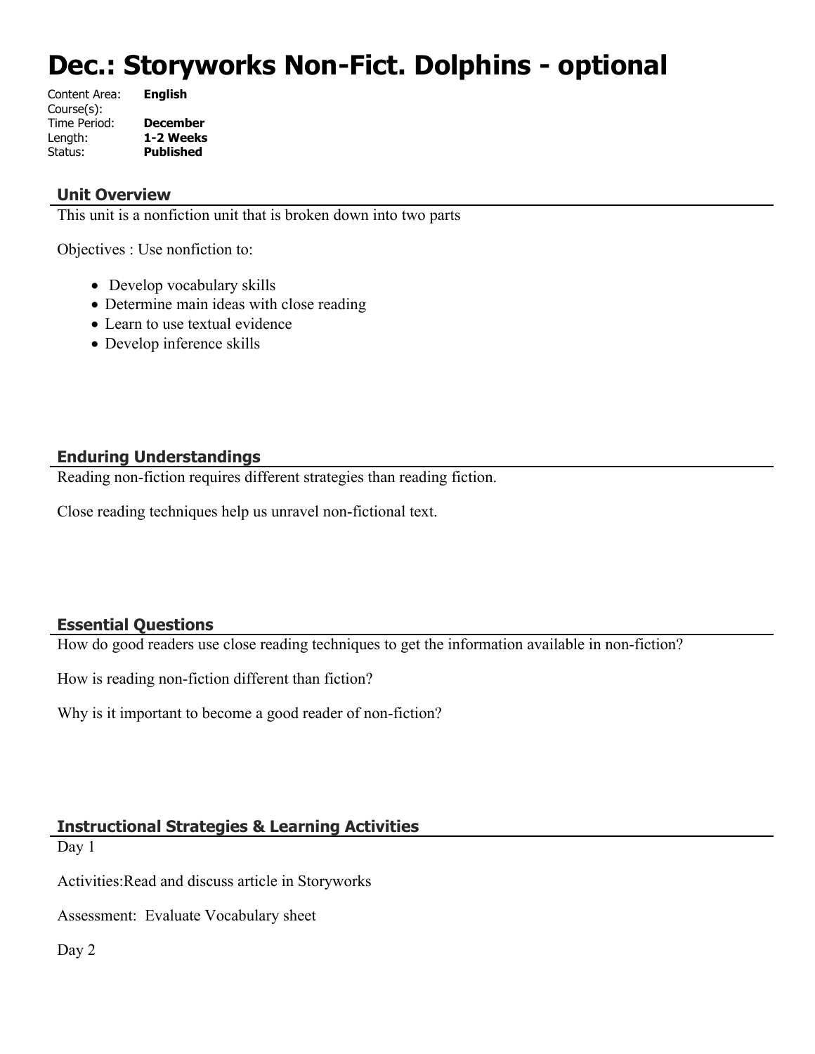# Dec.: Storyworks Non-Fict. Dolphins - optional

Content Area: **English**
Course(s):
Time Period: **December**
Length: **1-2 Weeks**
Status: **Published**

## Unit Overview

This unit is a nonfiction unit that is broken down into two parts

Objectives : Use nonfiction to:

- Develop vocabulary skills
- Determine main ideas with close reading
- Learn to use textual evidence
- Develop inference skills

## Enduring Understandings

Reading non-fiction requires different strategies than reading fiction.

Close reading techniques help us unravel non-fictional text.

## Essential Questions

How do good readers use close reading techniques to get the information available in non-fiction?

How is reading non-fiction different than fiction?

Why is it important to become a good reader of non-fiction?

## Instructional Strategies & Learning Activities

Day 1

Activities:Read and discuss article in Storyworks

Assessment: Evaluate Vocabulary sheet

Day 2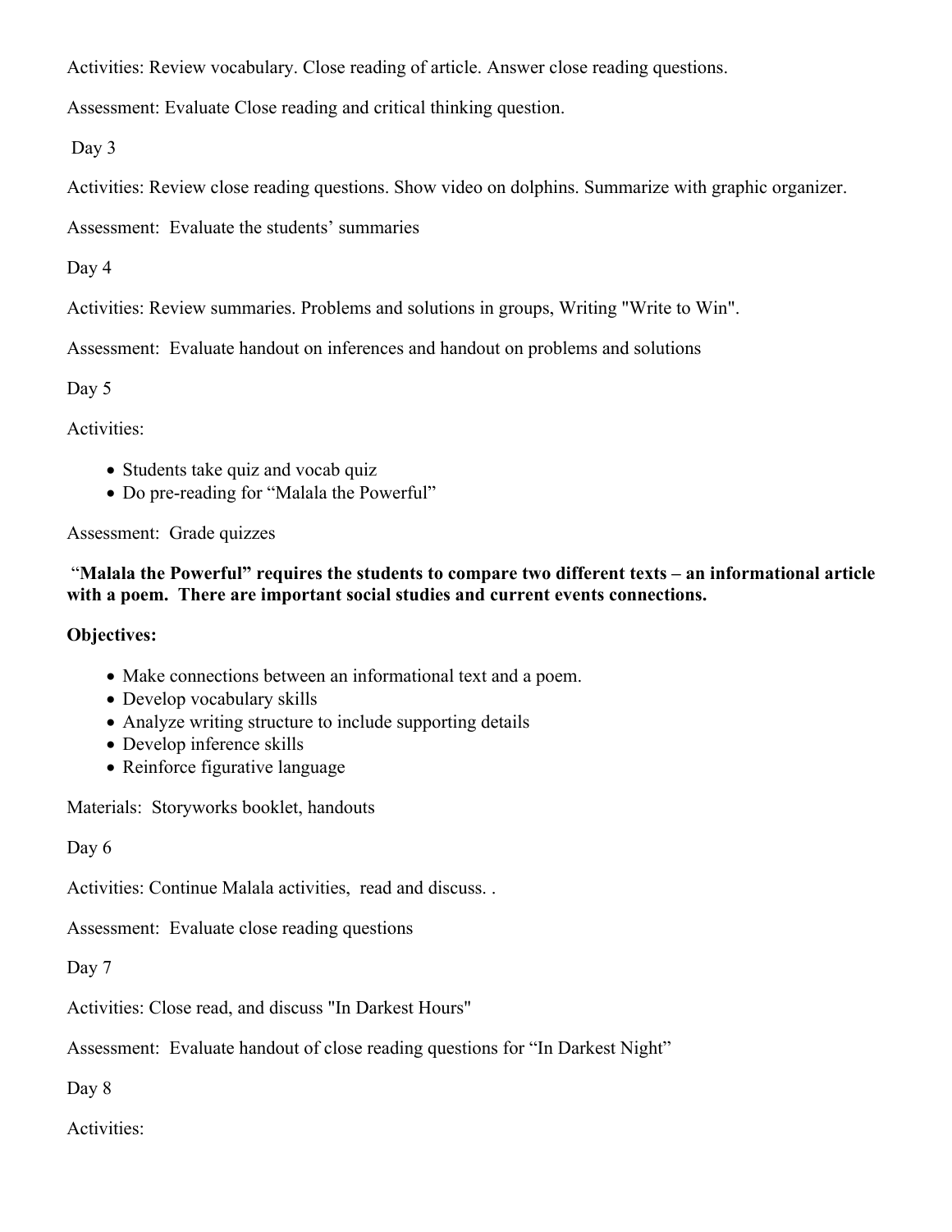Activities: Review vocabulary. Close reading of article. Answer close reading questions.

Assessment: Evaluate Close reading and critical thinking question.

Day 3

Activities: Review close reading questions. Show video on dolphins. Summarize with graphic organizer.

Assessment: Evaluate the students' summaries

Day 4

Activities: Review summaries. Problems and solutions in groups, Writing "Write to Win".

Assessment: Evaluate handout on inferences and handout on problems and solutions

Day 5

Activities:

- Students take quiz and vocab quiz
- Do pre-reading for "Malala the Powerful"

Assessment: Grade quizzes

**"Malala the Powerful" requires the students to compare two different texts – an informational article with a poem. There are important social studies and current events connections.**

**Objectives:**

- Make connections between an informational text and a poem.
- Develop vocabulary skills
- Analyze writing structure to include supporting details
- Develop inference skills
- Reinforce figurative language

Materials: Storyworks booklet, handouts

Day 6

Activities: Continue Malala activities, read and discuss. .

Assessment: Evaluate close reading questions

Day 7

Activities: Close read, and discuss "In Darkest Hours"

Assessment: Evaluate handout of close reading questions for "In Darkest Night"

Day 8

Activities: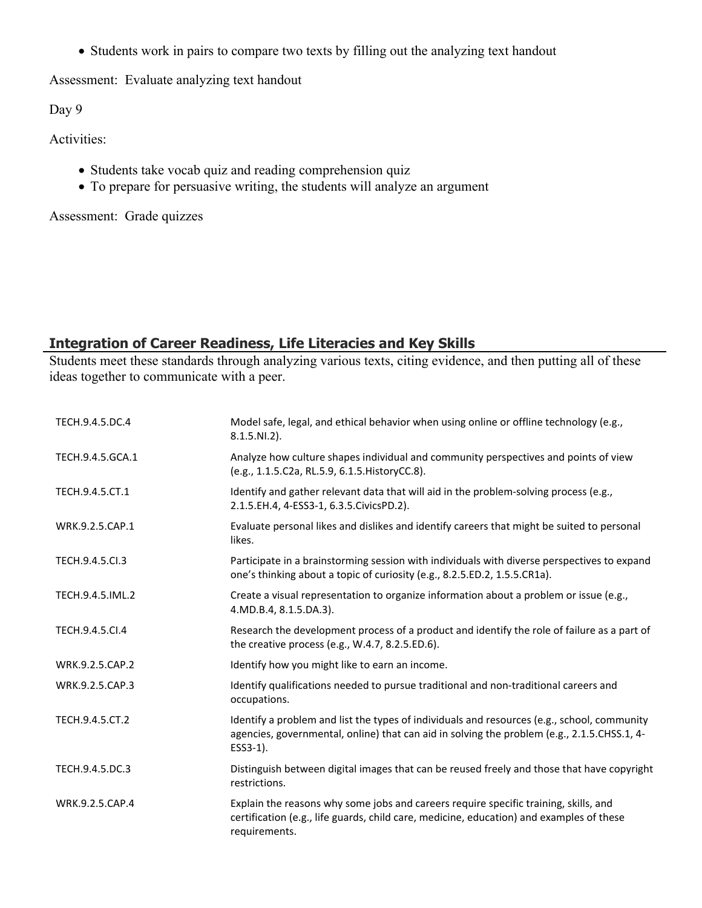- Students work in pairs to compare two texts by filling out the analyzing text handout

Assessment: Evaluate analyzing text handout

Day 9

Activities:

- Students take vocab quiz and reading comprehension quiz
- To prepare for persuasive writing, the students will analyze an argument

Assessment: Grade quizzes

## Integration of Career Readiness, Life Literacies and Key Skills

Students meet these standards through analyzing various texts, citing evidence, and then putting all of these ideas together to communicate with a peer.

| | |
|---|---|
| TECH.9.4.5.DC.4 | Model safe, legal, and ethical behavior when using online or offline technology (e.g., 8.1.5.NI.2). |
| TECH.9.4.5.GCA.1 | Analyze how culture shapes individual and community perspectives and points of view (e.g., 1.1.5.C2a, RL.5.9, 6.1.5.HistoryCC.8). |
| TECH.9.4.5.CT.1 | Identify and gather relevant data that will aid in the problem-solving process (e.g., 2.1.5.EH.4, 4-ESS3-1, 6.3.5.CivicsPD.2). |
| WRK.9.2.5.CAP.1 | Evaluate personal likes and dislikes and identify careers that might be suited to personal likes. |
| TECH.9.4.5.CI.3 | Participate in a brainstorming session with individuals with diverse perspectives to expand one's thinking about a topic of curiosity (e.g., 8.2.5.ED.2, 1.5.5.CR1a). |
| TECH.9.4.5.IML.2 | Create a visual representation to organize information about a problem or issue (e.g., 4.MD.B.4, 8.1.5.DA.3). |
| TECH.9.4.5.CI.4 | Research the development process of a product and identify the role of failure as a part of the creative process (e.g., W.4.7, 8.2.5.ED.6). |
| WRK.9.2.5.CAP.2 | Identify how you might like to earn an income. |
| WRK.9.2.5.CAP.3 | Identify qualifications needed to pursue traditional and non-traditional careers and occupations. |
| TECH.9.4.5.CT.2 | Identify a problem and list the types of individuals and resources (e.g., school, community agencies, governmental, online) that can aid in solving the problem (e.g., 2.1.5.CHSS.1, 4-ESS3-1). |
| TECH.9.4.5.DC.3 | Distinguish between digital images that can be reused freely and those that have copyright restrictions. |
| WRK.9.2.5.CAP.4 | Explain the reasons why some jobs and careers require specific training, skills, and certification (e.g., life guards, child care, medicine, education) and examples of these requirements. |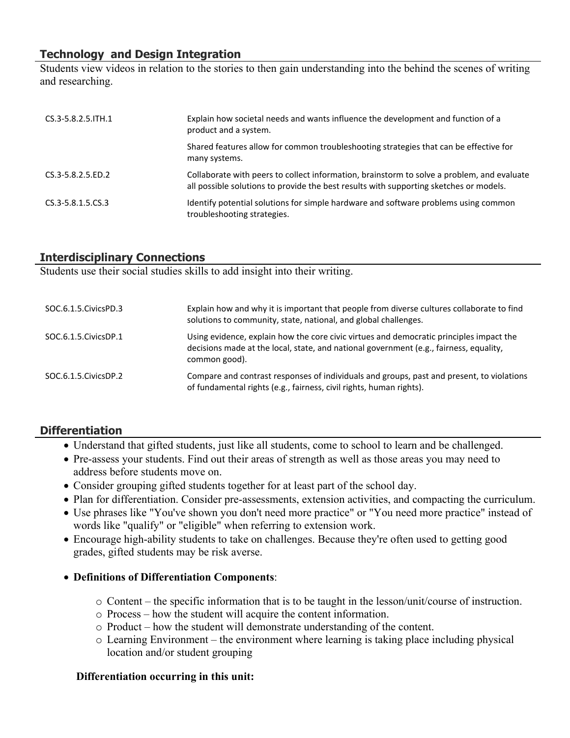## Technology and Design Integration

Students view videos in relation to the stories to then gain understanding into the behind the scenes of writing and researching.

| | |
|---|---|
| CS.3-5.8.2.5.ITH.1 | Explain how societal needs and wants influence the development and function of a product and a system. |
| | Shared features allow for common troubleshooting strategies that can be effective for many systems. |
| CS.3-5.8.2.5.ED.2 | Collaborate with peers to collect information, brainstorm to solve a problem, and evaluate all possible solutions to provide the best results with supporting sketches or models. |
| CS.3-5.8.1.5.CS.3 | Identify potential solutions for simple hardware and software problems using common troubleshooting strategies. |

## Interdisciplinary Connections

Students use their social studies skills to add insight into their writing.

| | |
|---|---|
| SOC.6.1.5.CivicsPD.3 | Explain how and why it is important that people from diverse cultures collaborate to find solutions to community, state, national, and global challenges. |
| SOC.6.1.5.CivicsDP.1 | Using evidence, explain how the core civic virtues and democratic principles impact the decisions made at the local, state, and national government (e.g., fairness, equality, common good). |
| SOC.6.1.5.CivicsDP.2 | Compare and contrast responses of individuals and groups, past and present, to violations of fundamental rights (e.g., fairness, civil rights, human rights). |

## Differentiation

- Understand that gifted students, just like all students, come to school to learn and be challenged.
- Pre-assess your students. Find out their areas of strength as well as those areas you may need to address before students move on.
- Consider grouping gifted students together for at least part of the school day.
- Plan for differentiation. Consider pre-assessments, extension activities, and compacting the curriculum.
- Use phrases like "You've shown you don't need more practice" or "You need more practice" instead of words like "qualify" or "eligible" when referring to extension work.
- Encourage high-ability students to take on challenges. Because they're often used to getting good grades, gifted students may be risk averse.
- **Definitions of Differentiation Components**:
  - Content – the specific information that is to be taught in the lesson/unit/course of instruction.
  - Process – how the student will acquire the content information.
  - Product – how the student will demonstrate understanding of the content.
  - Learning Environment – the environment where learning is taking place including physical location and/or student grouping

**Differentiation occurring in this unit:**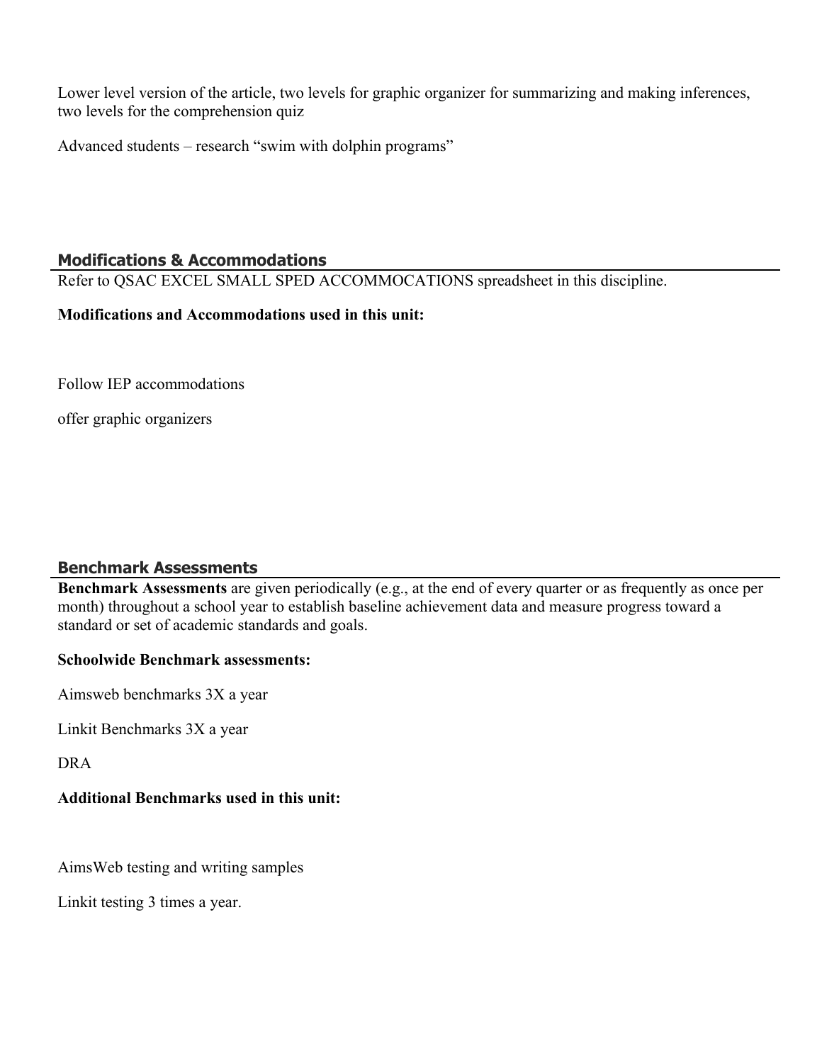Lower level version of the article, two levels for graphic organizer for summarizing and making inferences, two levels for the comprehension quiz

Advanced students – research "swim with dolphin programs"

## Modifications & Accommodations

Refer to QSAC EXCEL SMALL SPED ACCOMMOCATIONS spreadsheet in this discipline.

**Modifications and Accommodations used in this unit:**

Follow IEP accommodations

offer graphic organizers

## Benchmark Assessments

**Benchmark Assessments** are given periodically (e.g., at the end of every quarter or as frequently as once per month) throughout a school year to establish baseline achievement data and measure progress toward a standard or set of academic standards and goals.

**Schoolwide Benchmark assessments:**

Aimsweb benchmarks 3X a year

Linkit Benchmarks 3X a year

DRA

**Additional Benchmarks used in this unit:**

AimsWeb testing and writing samples

Linkit testing 3 times a year.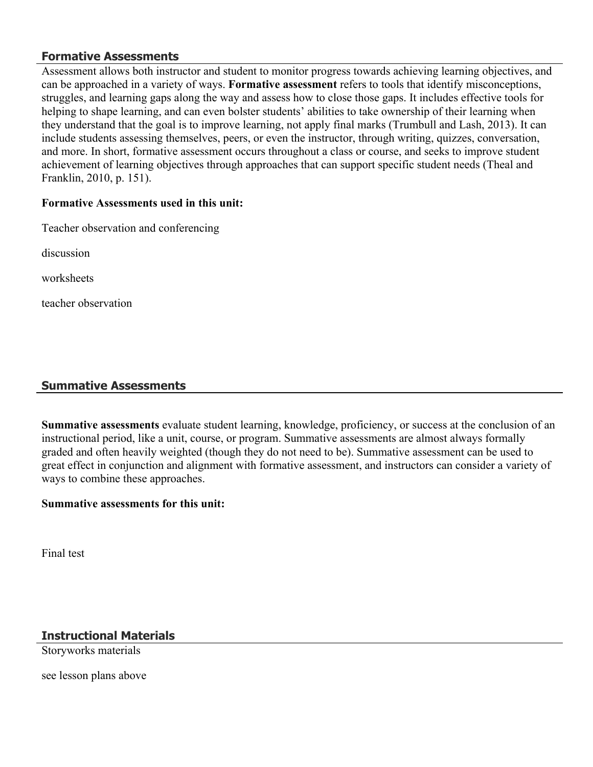## Formative Assessments

Assessment allows both instructor and student to monitor progress towards achieving learning objectives, and can be approached in a variety of ways. **Formative assessment** refers to tools that identify misconceptions, struggles, and learning gaps along the way and assess how to close those gaps. It includes effective tools for helping to shape learning, and can even bolster students' abilities to take ownership of their learning when they understand that the goal is to improve learning, not apply final marks (Trumbull and Lash, 2013). It can include students assessing themselves, peers, or even the instructor, through writing, quizzes, conversation, and more. In short, formative assessment occurs throughout a class or course, and seeks to improve student achievement of learning objectives through approaches that can support specific student needs (Theal and Franklin, 2010, p. 151).

**Formative Assessments used in this unit:**

Teacher observation and conferencing

discussion

worksheets

teacher observation

## Summative Assessments

**Summative assessments** evaluate student learning, knowledge, proficiency, or success at the conclusion of an instructional period, like a unit, course, or program. Summative assessments are almost always formally graded and often heavily weighted (though they do not need to be). Summative assessment can be used to great effect in conjunction and alignment with formative assessment, and instructors can consider a variety of ways to combine these approaches.

**Summative assessments for this unit:**

Final test

## Instructional Materials

Storyworks materials

see lesson plans above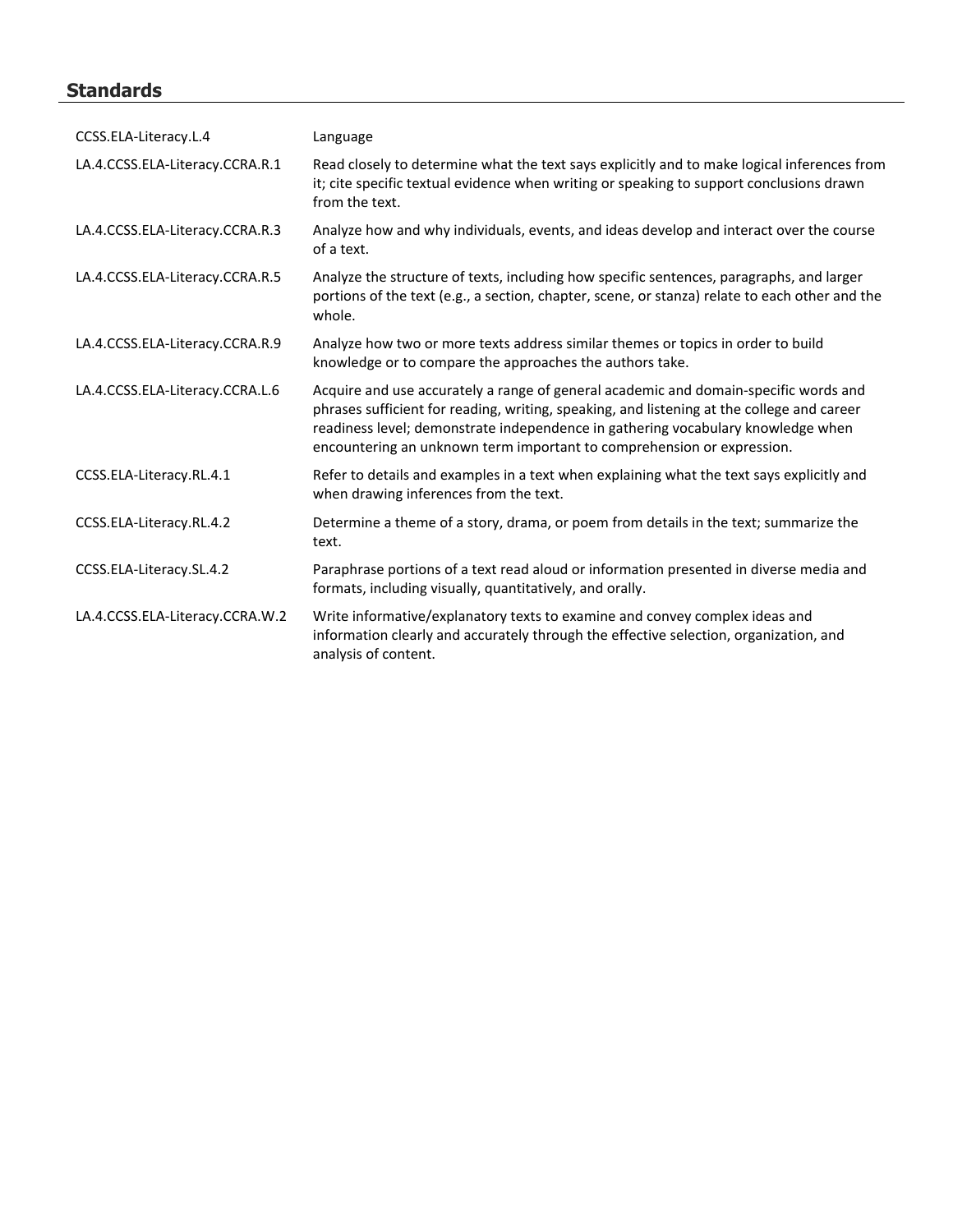## Standards

| | |
|---|---|
| CCSS.ELA-Literacy.L.4 | Language |
| LA.4.CCSS.ELA-Literacy.CCRA.R.1 | Read closely to determine what the text says explicitly and to make logical inferences from it; cite specific textual evidence when writing or speaking to support conclusions drawn from the text. |
| LA.4.CCSS.ELA-Literacy.CCRA.R.3 | Analyze how and why individuals, events, and ideas develop and interact over the course of a text. |
| LA.4.CCSS.ELA-Literacy.CCRA.R.5 | Analyze the structure of texts, including how specific sentences, paragraphs, and larger portions of the text (e.g., a section, chapter, scene, or stanza) relate to each other and the whole. |
| LA.4.CCSS.ELA-Literacy.CCRA.R.9 | Analyze how two or more texts address similar themes or topics in order to build knowledge or to compare the approaches the authors take. |
| LA.4.CCSS.ELA-Literacy.CCRA.L.6 | Acquire and use accurately a range of general academic and domain-specific words and phrases sufficient for reading, writing, speaking, and listening at the college and career readiness level; demonstrate independence in gathering vocabulary knowledge when encountering an unknown term important to comprehension or expression. |
| CCSS.ELA-Literacy.RL.4.1 | Refer to details and examples in a text when explaining what the text says explicitly and when drawing inferences from the text. |
| CCSS.ELA-Literacy.RL.4.2 | Determine a theme of a story, drama, or poem from details in the text; summarize the text. |
| CCSS.ELA-Literacy.SL.4.2 | Paraphrase portions of a text read aloud or information presented in diverse media and formats, including visually, quantitatively, and orally. |
| LA.4.CCSS.ELA-Literacy.CCRA.W.2 | Write informative/explanatory texts to examine and convey complex ideas and information clearly and accurately through the effective selection, organization, and analysis of content. |